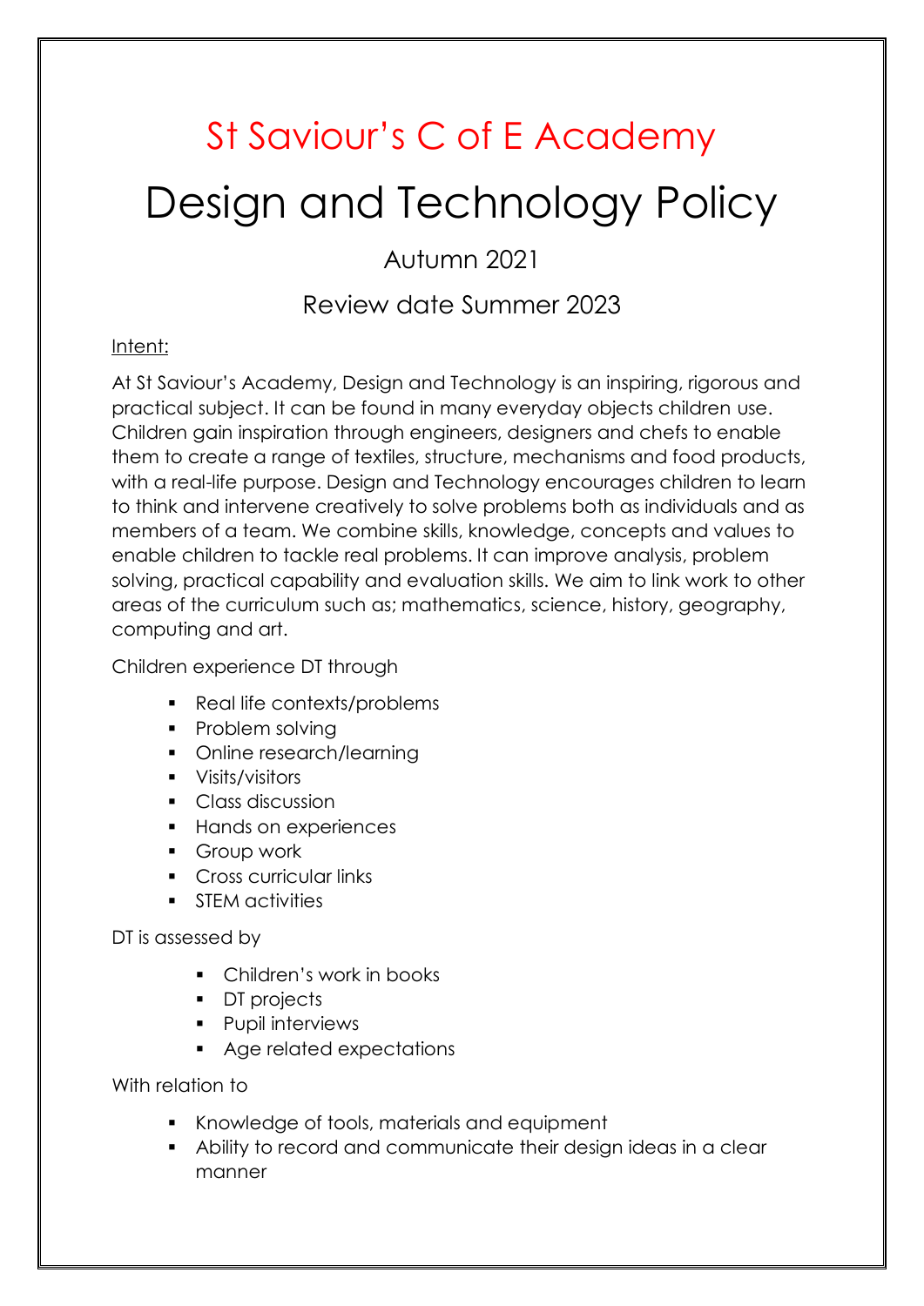# St Saviour's C of E Academy

# Design and Technology Policy

## Autumn 2021

## Review date Summer 2023

Intent:

At St Saviour's Academy, Design and Technology is an inspiring, rigorous and practical subject. It can be found in many everyday objects children use. Children gain inspiration through engineers, designers and chefs to enable them to create a range of textiles, structure, mechanisms and food products, with a real-life purpose. Design and Technology encourages children to learn to think and intervene creatively to solve problems both as individuals and as members of a team. We combine skills, knowledge, concepts and values to enable children to tackle real problems. It can improve analysis, problem solving, practical capability and evaluation skills. We aim to link work to other areas of the curriculum such as; mathematics, science, history, geography, computing and art.

Children experience DT through

- Real life contexts/problems
- Problem solving
- Online research/learning
- Visits/visitors
- Class discussion
- Hands on experiences
- Group work
- Cross curricular links
- STEM activities

DT is assessed by

- Children's work in books
- DT projects
- Pupil interviews
- Age related expectations

With relation to

- Knowledge of tools, materials and equipment
- Ability to record and communicate their design ideas in a clear manner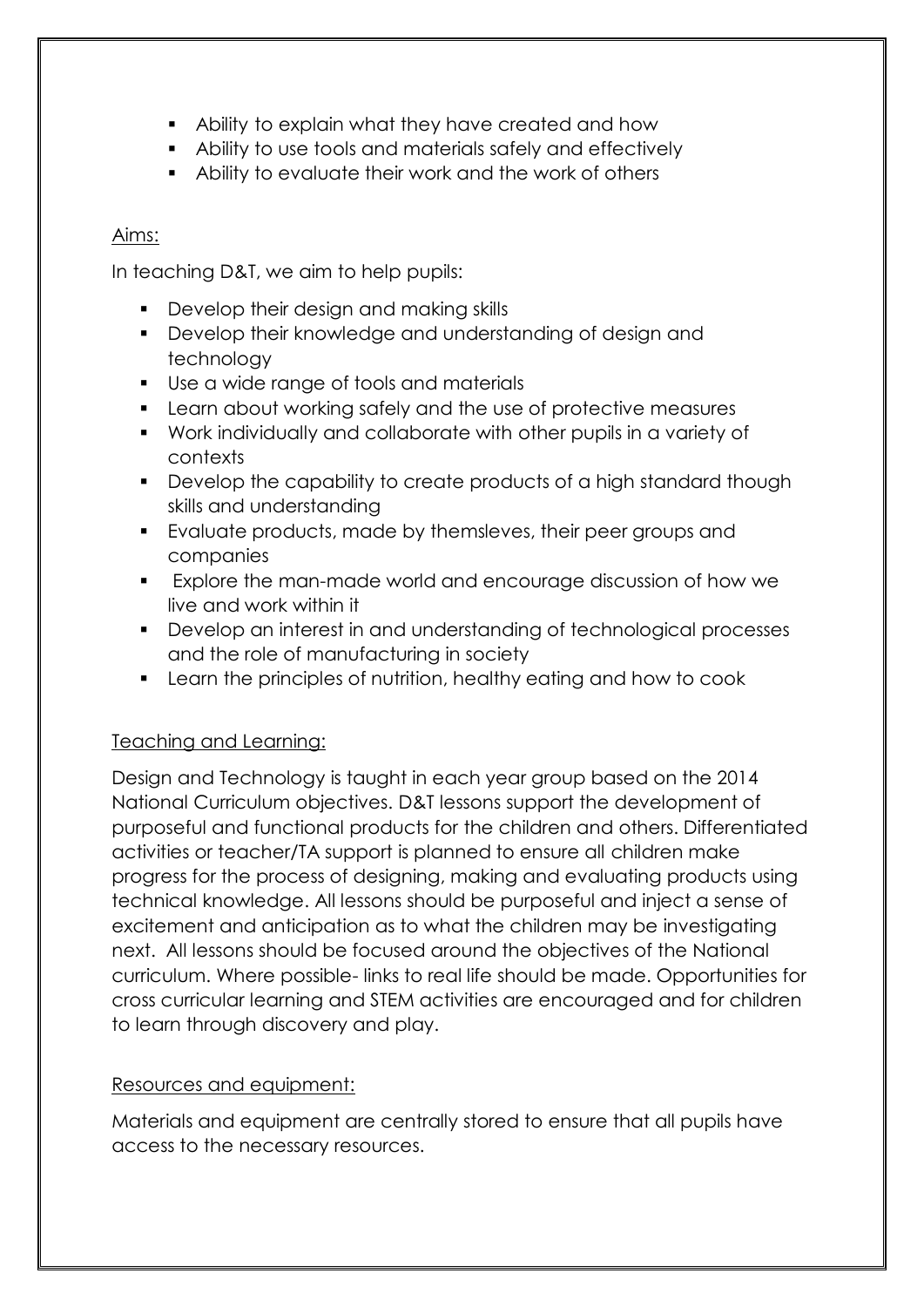- Ability to explain what they have created and how
- Ability to use tools and materials safely and effectively
- Ability to evaluate their work and the work of others

Aims:

In teaching D&T, we aim to help pupils:

- Develop their design and making skills
- Develop their knowledge and understanding of design and technology
- Use a wide range of tools and materials
- Learn about working safely and the use of protective measures
- Work individually and collaborate with other pupils in a variety of contexts
- Develop the capability to create products of a high standard though skills and understanding
- Evaluate products, made by themsleves, their peer groups and companies
- Explore the man-made world and encourage discussion of how we live and work within it
- Develop an interest in and understanding of technological processes and the role of manufacturing in society
- Learn the principles of nutrition, healthy eating and how to cook

Teaching and Learning:

Design and Technology is taught in each year group based on the 2014 National Curriculum objectives. D&T lessons support the development of purposeful and functional products for the children and others. Differentiated activities or teacher/TA support is planned to ensure all children make progress for the process of designing, making and evaluating products using technical knowledge. All lessons should be purposeful and inject a sense of excitement and anticipation as to what the children may be investigating next. All lessons should be focused around the objectives of the National curriculum. Where possible- links to real life should be made. Opportunities for cross curricular learning and STEM activities are encouraged and for children to learn through discovery and play.

Resources and equipment:

Materials and equipment are centrally stored to ensure that all pupils have access to the necessary resources.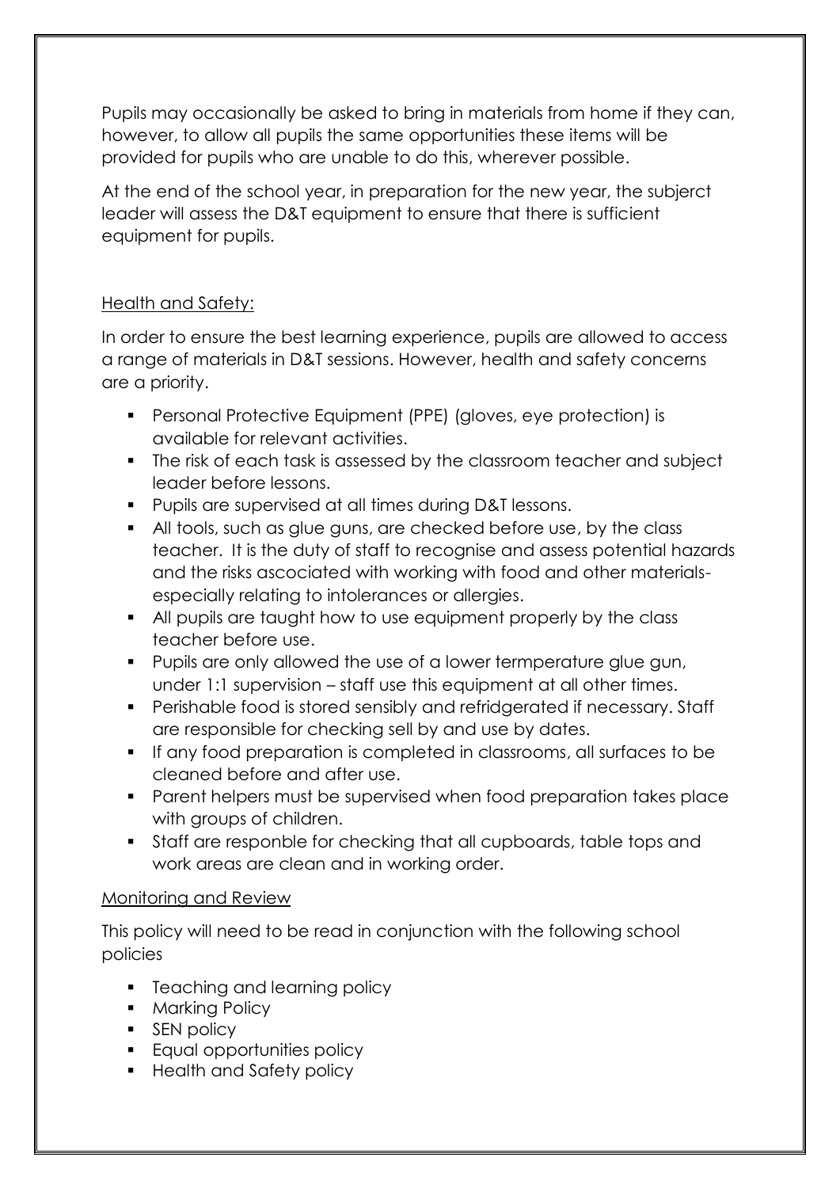Pupils may occasionally be asked to bring in materials from home if they can, however, to allow all pupils the same opportunities these items will be provided for pupils who are unable to do this, wherever possible.

At the end of the school year, in preparation for the new year, the subjerct leader will assess the D&T equipment to ensure that there is sufficient equipment for pupils.

<u>Health and Safety:</u>

In order to ensure the best learning experience, pupils are allowed to access a range of materials in D&T sessions. However, health and safety concerns are a priority.

- Personal Protective Equipment (PPE) (gloves, eye protection) is available for relevant activities.
- The risk of each task is assessed by the classroom teacher and subject leader before lessons.
- Pupils are supervised at all times during D&T lessons.
- All tools, such as glue guns, are checked before use, by the class teacher. It is the duty of staff to recognise and assess potential hazards and the risks ascociated with working with food and other materials- especially relating to intolerances or allergies.
- All pupils are taught how to use equipment properly by the class teacher before use.
- Pupils are only allowed the use of a lower termperature glue gun, under 1:1 supervision – staff use this equipment at all other times.
- Perishable food is stored sensibly and refridgerated if necessary. Staff are responsible for checking sell by and use by dates.
- If any food preparation is completed in classrooms, all surfaces to be cleaned before and after use.
- Parent helpers must be supervised when food preparation takes place with groups of children.
- Staff are responble for checking that all cupboards, table tops and work areas are clean and in working order.

<u>Monitoring and Review</u>

This policy will need to be read in conjunction with the following school policies

- Teaching and learning policy
- Marking Policy
- SEN policy
- Equal opportunities policy
- Health and Safety policy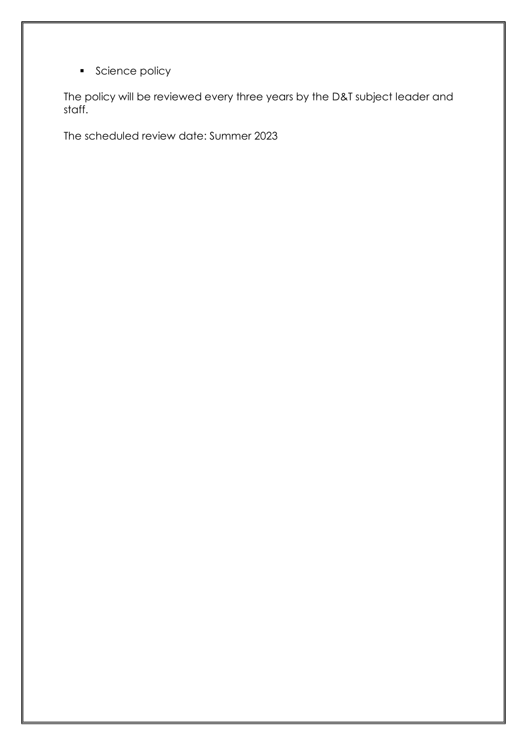- Science policy

The policy will be reviewed every three years by the D&T subject leader and staff.

The scheduled review date: Summer 2023